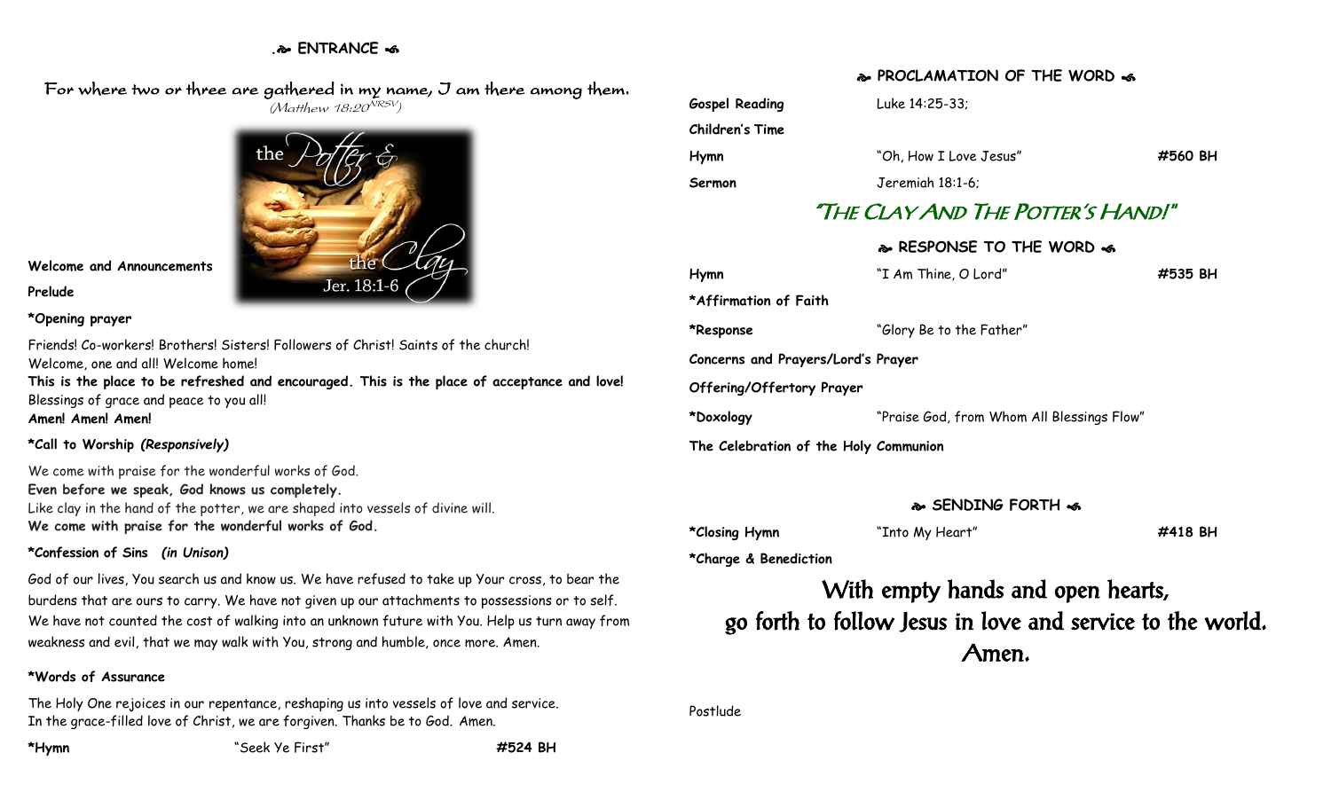## ENTRANCE

For where two or three are gathered in my name, I am there among them.
*(Matthew 18:20[NRSV])*

**Welcome and Announcements**

**Prelude**

**\*Opening prayer**

Friends! Co-workers! Brothers! Sisters! Followers of Christ! Saints of the church!
Welcome, one and all! Welcome home!
**This is the place to be refreshed and encouraged. This is the place of acceptance and love!**
Blessings of grace and peace to you all!
**Amen! Amen! Amen!**

**\*Call to Worship** ***(Responsively)***

We come with praise for the wonderful works of God.
**Even before we speak, God knows us completely.**
Like clay in the hand of the potter, we are shaped into vessels of divine will.
**We come with praise for the wonderful works of God.**

**\*Confession of Sins** ***(in Unison)***

God of our lives, You search us and know us. We have refused to take up Your cross, to bear the burdens that are ours to carry. We have not given up our attachments to possessions or to self. We have not counted the cost of walking into an unknown future with You. Help us turn away from weakness and evil, that we may walk with You, strong and humble, once more. Amen.

**\*Words of Assurance**

The Holy One rejoices in our repentance, reshaping us into vessels of love and service.
In the grace-filled love of Christ, we are forgiven. Thanks be to God. Amen.

**\*Hymn** "Seek Ye First" **#524 BH**

## PROCLAMATION OF THE WORD

**Gospel Reading** Luke 14:25-33;

**Children's Time**

**Hymn** "Oh, How I Love Jesus" **#560 BH**

**Sermon** Jeremiah 18:1-6;

### "The Clay And The Potter's Hand!"

## RESPONSE TO THE WORD

**Hymn** "I Am Thine, O Lord" **#535 BH**

**\*Affirmation of Faith**

**\*Response** "Glory Be to the Father"

**Concerns and Prayers/Lord's Prayer**

**Offering/Offertory Prayer**

**\*Doxology** "Praise God, from Whom All Blessings Flow"

**The Celebration of the Holy Communion**

## SENDING FORTH

**\*Closing Hymn** "Into My Heart" **#418 BH**

**\*Charge & Benediction**

With empty hands and open hearts,
go forth to follow Jesus in love and service to the world.
Amen.

Postlude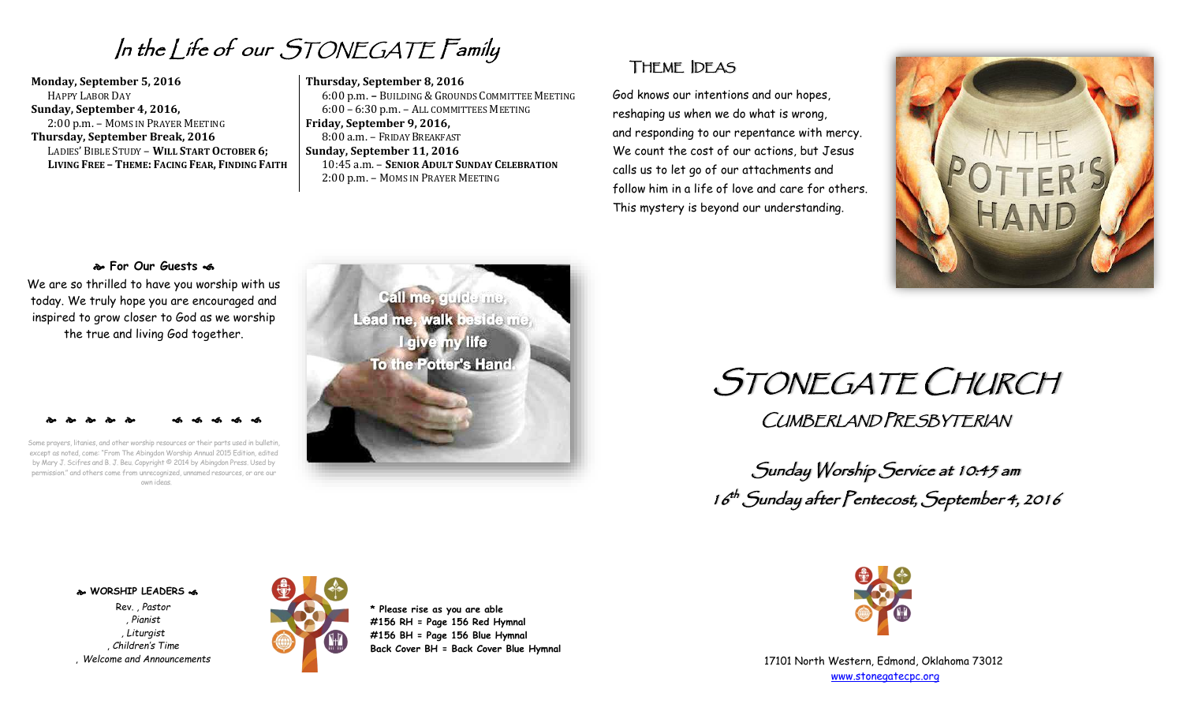# In the Life of our STONEGATE Family

**Monday, September 5, 2016**
HAPPY LABOR DAY
**Sunday, September 4, 2016,**
2:00 p.m. – MOMS IN PRAYER MEETING
**Thursday, September Break, 2016**
LADIES' BIBLE STUDY – **WILL START OCTOBER 6; LIVING FREE – THEME: FACING FEAR, FINDING FAITH**

**Thursday, September 8, 2016**
6:00 p.m. – BUILDING & GROUNDS COMMITTEE MEETING
6:00 – 6:30 p.m. – ALL COMMITTEES MEETING
**Friday, September 9, 2016,**
8:00 a.m. – FRIDAY BREAKFAST
**Sunday, September 11, 2016**
10:45 a.m. – **SENIOR ADULT SUNDAY CELEBRATION**
2:00 p.m. – MOMS IN PRAYER MEETING

## ❧ For Our Guests ☙

We are so thrilled to have you worship with us today. We truly hope you are encouraged and inspired to grow closer to God as we worship the true and living God together.

Call me, guide me,
Lead me, walk beside me,
I give my life
To the Potter's Hand.

❧ ❧ ❧ ❧ ❧ ☙ ☙ ☙ ☙ ☙

Some prayers, litanies, and other worship resources or their parts used in bulletin, except as noted, come: "From The Abingdon Worship Annual 2015 Edition, edited by Mary J. Scifres and B. J. Beu. Copyright © 2014 by Abingdon Press. Used by permission." and others come from unrecognized, unnamed resources, or are our own ideas.

## ❧ WORSHIP LEADERS ☙

Rev. , *Pastor*
, *Pianist*
, *Liturgist*
, *Children's Time*
, *Welcome and Announcements*

**\* Please rise as you are able**
**#156 RH = Page 156 Red Hymnal**
**#156 BH = Page 156 Blue Hymnal**
**Back Cover BH = Back Cover Blue Hymnal**

## THEME IDEAS

God knows our intentions and our hopes, reshaping us when we do what is wrong, and responding to our repentance with mercy. We count the cost of our actions, but Jesus calls us to let go of our attachments and follow him in a life of love and care for others. This mystery is beyond our understanding.

IN THE POTTER'S HAND

# STONEGATE CHURCH

## CUMBERLAND PRESBYTERIAN

### Sunday Worship Service at 10:45 am

### 16th Sunday after Pentecost, September 4, 2016

17101 North Western, Edmond, Oklahoma 73012
www.stonegatecpc.org